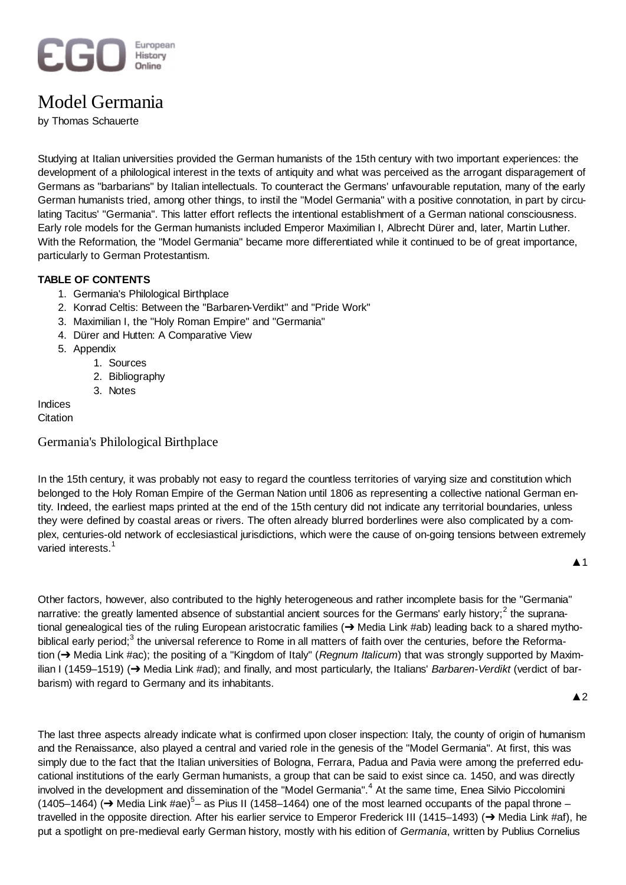# Model Germania

by Thomas Schauerte

Studying at Italian universities provided the German humanists of the 15th century with two important experiences: the development of a philological interest in the texts of antiquity and what was perceived as the arrogant disparagement of Germans as "barbarians" by Italian intellectuals. To counteract the Germans' unfavourable reputation, many of the early German humanists tried, among other things, to instil the "Model Germania" with a positive connotation, in part by circulating Tacitus' "Germania". This latter effort reflects the intentional establishment of a German national consciousness. Early role models for the German humanists included Emperor Maximilian I, Albrecht Dürer and, later, Martin Luther. With the Reformation, the "Model Germania" became more differentiated while it continued to be of great importance, particularly to German Protestantism.

**TABLE OF CONTENTS**

1. Germania's Philological Birthplace
2. Konrad Celtis: Between the "Barbaren-Verdikt" and "Pride Work"
3. Maximilian I, the "Holy Roman Empire" and "Germania"
4. Dürer and Hutten: A Comparative View
5. Appendix
   1. Sources
   2. Bibliography
   3. Notes

Indices
Citation

## Germania's Philological Birthplace

In the 15th century, it was probably not easy to regard the countless territories of varying size and constitution which belonged to the Holy Roman Empire of the German Nation until 1806 as representing a collective national German entity. Indeed, the earliest maps printed at the end of the 15th century did not indicate any territorial boundaries, unless they were defined by coastal areas or rivers. The often already blurred borderlines were also complicated by a complex, centuries-old network of ecclesiastical jurisdictions, which were the cause of on-going tensions between extremely varied interests.[1]

▲1

Other factors, however, also contributed to the highly heterogeneous and rather incomplete basis for the "Germania" narrative: the greatly lamented absence of substantial ancient sources for the Germans' early history;[2] the supranational genealogical ties of the ruling European aristocratic families (➔ Media Link #ab) leading back to a shared mytho-biblical early period;[3] the universal reference to Rome in all matters of faith over the centuries, before the Reformation (➔ Media Link #ac); the positing of a "Kingdom of Italy" (*Regnum Italicum*) that was strongly supported by Maximilian I (1459–1519) (➔ Media Link #ad); and finally, and most particularly, the Italians' *Barbaren-Verdikt* (verdict of barbarism) with regard to Germany and its inhabitants.

▲2

The last three aspects already indicate what is confirmed upon closer inspection: Italy, the county of origin of humanism and the Renaissance, also played a central and varied role in the genesis of the "Model Germania". At first, this was simply due to the fact that the Italian universities of Bologna, Ferrara, Padua and Pavia were among the preferred educational institutions of the early German humanists, a group that can be said to exist since ca. 1450, and was directly involved in the development and dissemination of the "Model Germania".[4] At the same time, Enea Silvio Piccolomini (1405–1464) (➔ Media Link #ae)[5] – as Pius II (1458–1464) one of the most learned occupants of the papal throne – travelled in the opposite direction. After his earlier service to Emperor Frederick III (1415–1493) (➔ Media Link #af), he put a spotlight on pre-medieval early German history, mostly with his edition of *Germania*, written by Publius Cornelius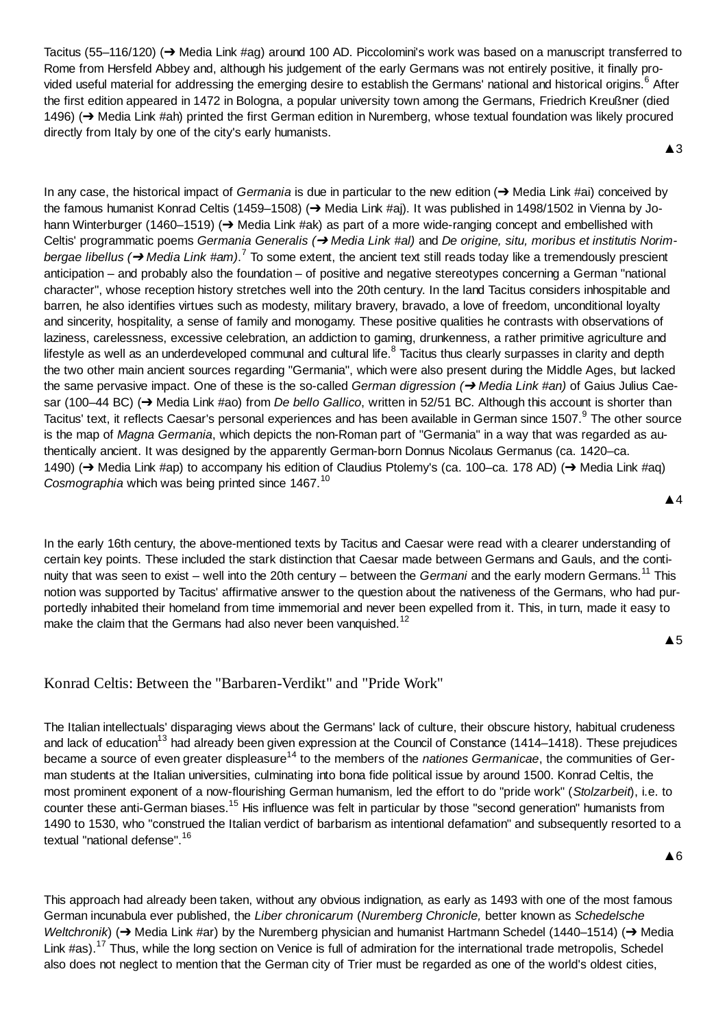Tacitus (55–116/120) (➔ Media Link #ag) around 100 AD. Piccolomini's work was based on a manuscript transferred to Rome from Hersfeld Abbey and, although his judgement of the early Germans was not entirely positive, it finally provided useful material for addressing the emerging desire to establish the Germans' national and historical origins.[6] After the first edition appeared in 1472 in Bologna, a popular university town among the Germans, Friedrich Kreußner (died 1496) (➔ Media Link #ah) printed the first German edition in Nuremberg, whose textual foundation was likely procured directly from Italy by one of the city's early humanists.

▲3

In any case, the historical impact of *Germania* is due in particular to the new edition (➔ Media Link #ai) conceived by the famous humanist Konrad Celtis (1459–1508) (➔ Media Link #aj). It was published in 1498/1502 in Vienna by Johann Winterburger (1460–1519) (➔ Media Link #ak) as part of a more wide-ranging concept and embellished with Celtis' programmatic poems *Germania Generalis (➔ Media Link #al)* and *De origine, situ, moribus et institutis Norimbergae libellus (➔ Media Link #am)*.[7] To some extent, the ancient text still reads today like a tremendously prescient anticipation – and probably also the foundation – of positive and negative stereotypes concerning a German "national character", whose reception history stretches well into the 20th century. In the land Tacitus considers inhospitable and barren, he also identifies virtues such as modesty, military bravery, bravado, a love of freedom, unconditional loyalty and sincerity, hospitality, a sense of family and monogamy. These positive qualities he contrasts with observations of laziness, carelessness, excessive celebration, an addiction to gaming, drunkenness, a rather primitive agriculture and lifestyle as well as an underdeveloped communal and cultural life.[8] Tacitus thus clearly surpasses in clarity and depth the two other main ancient sources regarding "Germania", which were also present during the Middle Ages, but lacked the same pervasive impact. One of these is the so-called *German digression (➔ Media Link #an)* of Gaius Julius Caesar (100–44 BC) (➔ Media Link #ao) from *De bello Gallico*, written in 52/51 BC. Although this account is shorter than Tacitus' text, it reflects Caesar's personal experiences and has been available in German since 1507.[9] The other source is the map of *Magna Germania*, which depicts the non-Roman part of "Germania" in a way that was regarded as authentically ancient. It was designed by the apparently German-born Donnus Nicolaus Germanus (ca. 1420–ca. 1490) (➔ Media Link #ap) to accompany his edition of Claudius Ptolemy's (ca. 100–ca. 178 AD) (➔ Media Link #aq) *Cosmographia* which was being printed since 1467.[10]

▲4

In the early 16th century, the above-mentioned texts by Tacitus and Caesar were read with a clearer understanding of certain key points. These included the stark distinction that Caesar made between Germans and Gauls, and the continuity that was seen to exist – well into the 20th century – between the *Germani* and the early modern Germans.[11] This notion was supported by Tacitus' affirmative answer to the question about the nativeness of the Germans, who had purportedly inhabited their homeland from time immemorial and never been expelled from it. This, in turn, made it easy to make the claim that the Germans had also never been vanquished.[12]

▲5

## Konrad Celtis: Between the "Barbaren-Verdikt" and "Pride Work"

The Italian intellectuals' disparaging views about the Germans' lack of culture, their obscure history, habitual crudeness and lack of education[13] had already been given expression at the Council of Constance (1414–1418). These prejudices became a source of even greater displeasure[14] to the members of the *nationes Germanicae*, the communities of German students at the Italian universities, culminating into bona fide political issue by around 1500. Konrad Celtis, the most prominent exponent of a now-flourishing German humanism, led the effort to do "pride work" (*Stolzarbeit*), i.e. to counter these anti-German biases.[15] His influence was felt in particular by those "second generation" humanists from 1490 to 1530, who "construed the Italian verdict of barbarism as intentional defamation" and subsequently resorted to a textual "national defense".[16]

▲6

This approach had already been taken, without any obvious indignation, as early as 1493 with one of the most famous German incunabula ever published, the *Liber chronicarum* (*Nuremberg Chronicle,* better known as *Schedelsche Weltchronik*) (➔ Media Link #ar) by the Nuremberg physician and humanist Hartmann Schedel (1440–1514) (➔ Media Link #as).[17] Thus, while the long section on Venice is full of admiration for the international trade metropolis, Schedel also does not neglect to mention that the German city of Trier must be regarded as one of the world's oldest cities,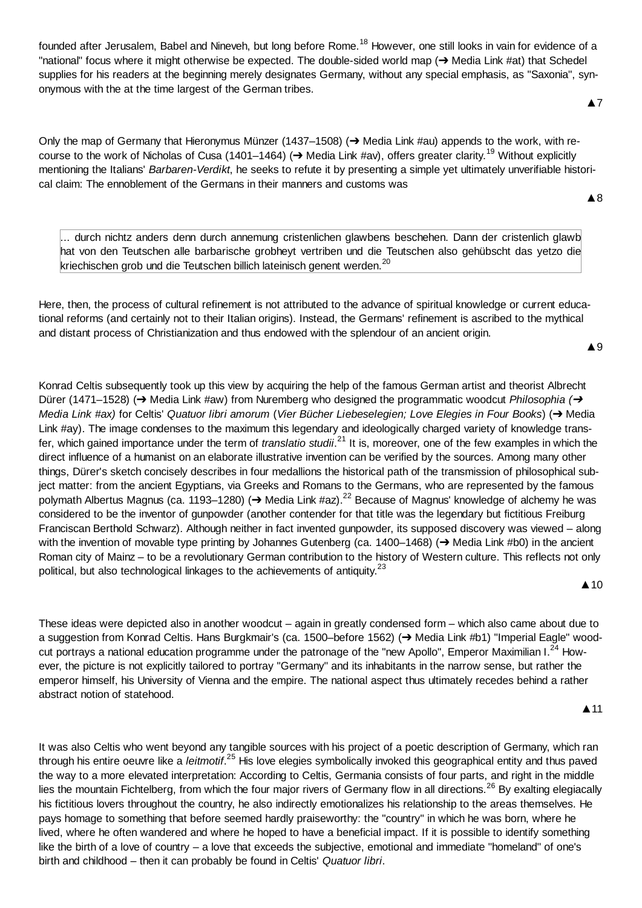founded after Jerusalem, Babel and Nineveh, but long before Rome.[18] However, one still looks in vain for evidence of a "national" focus where it might otherwise be expected. The double-sided world map (➔ Media Link #at) that Schedel supplies for his readers at the beginning merely designates Germany, without any special emphasis, as "Saxonia", synonymous with the at the time largest of the German tribes.

▲7

Only the map of Germany that Hieronymus Münzer (1437–1508) (➔ Media Link #au) appends to the work, with recourse to the work of Nicholas of Cusa (1401–1464) (➔ Media Link #av), offers greater clarity.[19] Without explicitly mentioning the Italians' *Barbaren-Verdikt*, he seeks to refute it by presenting a simple yet ultimately unverifiable historical claim: The ennoblement of the Germans in their manners and customs was

▲8

> ... durch nichtz anders denn durch annemung cristenlichen glawbens beschehen. Dann der cristenlich glawb hat von den Teutschen alle barbarische grobheyt vertriben und die Teutschen also gehübscht das yetzo die kriechischen grob und die Teutschen billich lateinisch genent werden.[20]

Here, then, the process of cultural refinement is not attributed to the advance of spiritual knowledge or current educational reforms (and certainly not to their Italian origins). Instead, the Germans' refinement is ascribed to the mythical and distant process of Christianization and thus endowed with the splendour of an ancient origin.

▲9

Konrad Celtis subsequently took up this view by acquiring the help of the famous German artist and theorist Albrecht Dürer (1471–1528) (➔ Media Link #aw) from Nuremberg who designed the programmatic woodcut *Philosophia (➔ Media Link #ax)* for Celtis' *Quatuor libri amorum* (*Vier Bücher Liebeselegien; Love Elegies in Four Books*) (➔ Media Link #ay). The image condenses to the maximum this legendary and ideologically charged variety of knowledge transfer, which gained importance under the term of *translatio studii*.[21] It is, moreover, one of the few examples in which the direct influence of a humanist on an elaborate illustrative invention can be verified by the sources. Among many other things, Dürer's sketch concisely describes in four medallions the historical path of the transmission of philosophical subject matter: from the ancient Egyptians, via Greeks and Romans to the Germans, who are represented by the famous polymath Albertus Magnus (ca. 1193–1280) (➔ Media Link #az).[22] Because of Magnus' knowledge of alchemy he was considered to be the inventor of gunpowder (another contender for that title was the legendary but fictitious Freiburg Franciscan Berthold Schwarz). Although neither in fact invented gunpowder, its supposed discovery was viewed – along with the invention of movable type printing by Johannes Gutenberg (ca. 1400–1468) (➔ Media Link #b0) in the ancient Roman city of Mainz – to be a revolutionary German contribution to the history of Western culture. This reflects not only political, but also technological linkages to the achievements of antiquity.[23]

▲10

These ideas were depicted also in another woodcut – again in greatly condensed form – which also came about due to a suggestion from Konrad Celtis. Hans Burgkmair's (ca. 1500–before 1562) (➔ Media Link #b1) "Imperial Eagle" woodcut portrays a national education programme under the patronage of the "new Apollo", Emperor Maximilian I.[24] However, the picture is not explicitly tailored to portray "Germany" and its inhabitants in the narrow sense, but rather the emperor himself, his University of Vienna and the empire. The national aspect thus ultimately recedes behind a rather abstract notion of statehood.

▲11

It was also Celtis who went beyond any tangible sources with his project of a poetic description of Germany, which ran through his entire oeuvre like a *leitmotif*.[25] His love elegies symbolically invoked this geographical entity and thus paved the way to a more elevated interpretation: According to Celtis, Germania consists of four parts, and right in the middle lies the mountain Fichtelberg, from which the four major rivers of Germany flow in all directions.[26] By exalting elegiacally his fictitious lovers throughout the country, he also indirectly emotionalizes his relationship to the areas themselves. He pays homage to something that before seemed hardly praiseworthy: the "country" in which he was born, where he lived, where he often wandered and where he hoped to have a beneficial impact. If it is possible to identify something like the birth of a love of country – a love that exceeds the subjective, emotional and immediate "homeland" of one's birth and childhood – then it can probably be found in Celtis' *Quatuor libri*.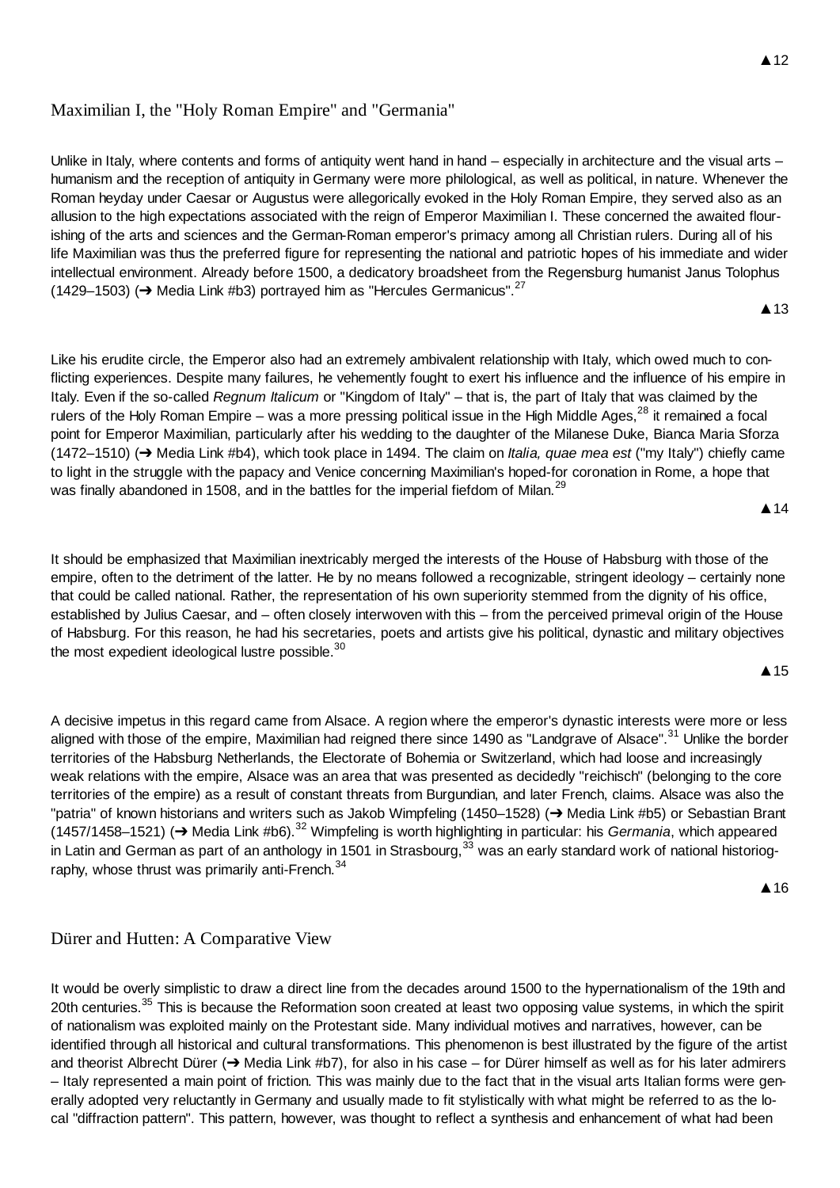## Maximilian I, the "Holy Roman Empire" and "Germania"

Unlike in Italy, where contents and forms of antiquity went hand in hand – especially in architecture and the visual arts – humanism and the reception of antiquity in Germany were more philological, as well as political, in nature. Whenever the Roman heyday under Caesar or Augustus were allegorically evoked in the Holy Roman Empire, they served also as an allusion to the high expectations associated with the reign of Emperor Maximilian I. These concerned the awaited flourishing of the arts and sciences and the German-Roman emperor's primacy among all Christian rulers. During all of his life Maximilian was thus the preferred figure for representing the national and patriotic hopes of his immediate and wider intellectual environment. Already before 1500, a dedicatory broadsheet from the Regensburg humanist Janus Tolophus (1429–1503) (➔ Media Link #b3) portrayed him as "Hercules Germanicus".[27]

▲13

Like his erudite circle, the Emperor also had an extremely ambivalent relationship with Italy, which owed much to conflicting experiences. Despite many failures, he vehemently fought to exert his influence and the influence of his empire in Italy. Even if the so-called *Regnum Italicum* or "Kingdom of Italy" – that is, the part of Italy that was claimed by the rulers of the Holy Roman Empire – was a more pressing political issue in the High Middle Ages,[28] it remained a focal point for Emperor Maximilian, particularly after his wedding to the daughter of the Milanese Duke, Bianca Maria Sforza (1472–1510) (➔ Media Link #b4), which took place in 1494. The claim on *Italia, quae mea est* ("my Italy") chiefly came to light in the struggle with the papacy and Venice concerning Maximilian's hoped-for coronation in Rome, a hope that was finally abandoned in 1508, and in the battles for the imperial fiefdom of Milan.[29]

▲14

It should be emphasized that Maximilian inextricably merged the interests of the House of Habsburg with those of the empire, often to the detriment of the latter. He by no means followed a recognizable, stringent ideology – certainly none that could be called national. Rather, the representation of his own superiority stemmed from the dignity of his office, established by Julius Caesar, and – often closely interwoven with this – from the perceived primeval origin of the House of Habsburg. For this reason, he had his secretaries, poets and artists give his political, dynastic and military objectives the most expedient ideological lustre possible.[30]

▲15

A decisive impetus in this regard came from Alsace. A region where the emperor's dynastic interests were more or less aligned with those of the empire, Maximilian had reigned there since 1490 as "Landgrave of Alsace".[31] Unlike the border territories of the Habsburg Netherlands, the Electorate of Bohemia or Switzerland, which had loose and increasingly weak relations with the empire, Alsace was an area that was presented as decidedly "reichisch" (belonging to the core territories of the empire) as a result of constant threats from Burgundian, and later French, claims. Alsace was also the "patria" of known historians and writers such as Jakob Wimpfeling (1450–1528) (➔ Media Link #b5) or Sebastian Brant (1457/1458–1521) (➔ Media Link #b6).[32] Wimpfeling is worth highlighting in particular: his *Germania*, which appeared in Latin and German as part of an anthology in 1501 in Strasbourg,[33] was an early standard work of national historiography, whose thrust was primarily anti-French.[34]

▲16

## Dürer and Hutten: A Comparative View

It would be overly simplistic to draw a direct line from the decades around 1500 to the hypernationalism of the 19th and 20th centuries.[35] This is because the Reformation soon created at least two opposing value systems, in which the spirit of nationalism was exploited mainly on the Protestant side. Many individual motives and narratives, however, can be identified through all historical and cultural transformations. This phenomenon is best illustrated by the figure of the artist and theorist Albrecht Dürer (➔ Media Link #b7), for also in his case – for Dürer himself as well as for his later admirers – Italy represented a main point of friction. This was mainly due to the fact that in the visual arts Italian forms were generally adopted very reluctantly in Germany and usually made to fit stylistically with what might be referred to as the local "diffraction pattern". This pattern, however, was thought to reflect a synthesis and enhancement of what had been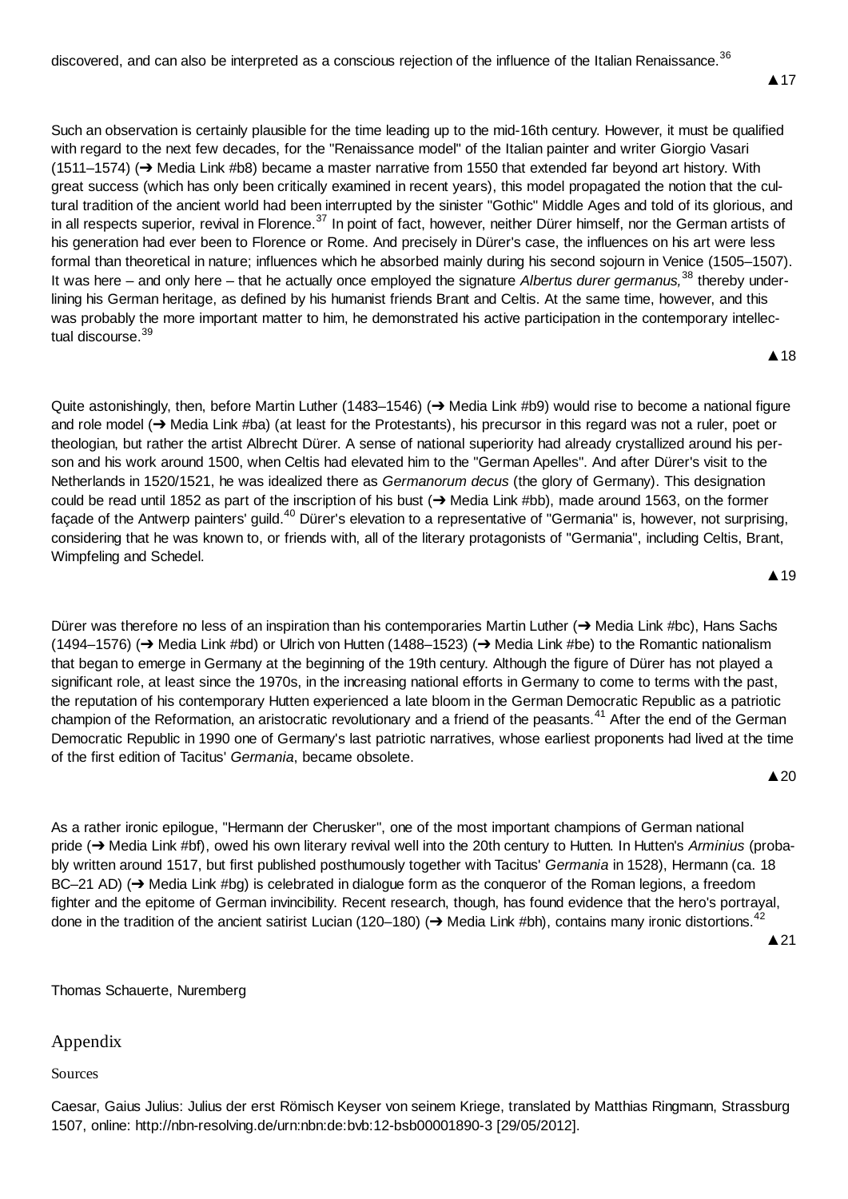discovered, and can also be interpreted as a conscious rejection of the influence of the Italian Renaissance.[36]

▲17

Such an observation is certainly plausible for the time leading up to the mid-16th century. However, it must be qualified with regard to the next few decades, for the "Renaissance model" of the Italian painter and writer Giorgio Vasari (1511–1574) (➔ Media Link #b8) became a master narrative from 1550 that extended far beyond art history. With great success (which has only been critically examined in recent years), this model propagated the notion that the cultural tradition of the ancient world had been interrupted by the sinister "Gothic" Middle Ages and told of its glorious, and in all respects superior, revival in Florence.[37] In point of fact, however, neither Dürer himself, nor the German artists of his generation had ever been to Florence or Rome. And precisely in Dürer's case, the influences on his art were less formal than theoretical in nature; influences which he absorbed mainly during his second sojourn in Venice (1505–1507). It was here – and only here – that he actually once employed the signature *Albertus durer germanus,*[38] thereby underlining his German heritage, as defined by his humanist friends Brant and Celtis. At the same time, however, and this was probably the more important matter to him, he demonstrated his active participation in the contemporary intellectual discourse.[39]

▲18

Quite astonishingly, then, before Martin Luther (1483–1546) (➔ Media Link #b9) would rise to become a national figure and role model (➔ Media Link #ba) (at least for the Protestants), his precursor in this regard was not a ruler, poet or theologian, but rather the artist Albrecht Dürer. A sense of national superiority had already crystallized around his person and his work around 1500, when Celtis had elevated him to the "German Apelles". And after Dürer's visit to the Netherlands in 1520/1521, he was idealized there as *Germanorum decus* (the glory of Germany). This designation could be read until 1852 as part of the inscription of his bust (➔ Media Link #bb), made around 1563, on the former façade of the Antwerp painters' guild.[40] Dürer's elevation to a representative of "Germania" is, however, not surprising, considering that he was known to, or friends with, all of the literary protagonists of "Germania", including Celtis, Brant, Wimpfeling and Schedel.

▲19

Dürer was therefore no less of an inspiration than his contemporaries Martin Luther (➔ Media Link #bc), Hans Sachs (1494–1576) (➔ Media Link #bd) or Ulrich von Hutten (1488–1523) (➔ Media Link #be) to the Romantic nationalism that began to emerge in Germany at the beginning of the 19th century. Although the figure of Dürer has not played a significant role, at least since the 1970s, in the increasing national efforts in Germany to come to terms with the past, the reputation of his contemporary Hutten experienced a late bloom in the German Democratic Republic as a patriotic champion of the Reformation, an aristocratic revolutionary and a friend of the peasants.[41] After the end of the German Democratic Republic in 1990 one of Germany's last patriotic narratives, whose earliest proponents had lived at the time of the first edition of Tacitus' *Germania*, became obsolete.

▲20

As a rather ironic epilogue, "Hermann der Cherusker", one of the most important champions of German national pride (➔ Media Link #bf), owed his own literary revival well into the 20th century to Hutten. In Hutten's *Arminius* (probably written around 1517, but first published posthumously together with Tacitus' *Germania* in 1528), Hermann (ca. 18 BC–21 AD) (➔ Media Link #bg) is celebrated in dialogue form as the conqueror of the Roman legions, a freedom fighter and the epitome of German invincibility. Recent research, though, has found evidence that the hero's portrayal, done in the tradition of the ancient satirist Lucian (120–180) (➔ Media Link #bh), contains many ironic distortions.[42]

▲21

Thomas Schauerte, Nuremberg

## Appendix

### Sources

Caesar, Gaius Julius: Julius der erst Römisch Keyser von seinem Kriege, translated by Matthias Ringmann, Strassburg 1507, online: http://nbn-resolving.de/urn:nbn:de:bvb:12-bsb00001890-3 [29/05/2012].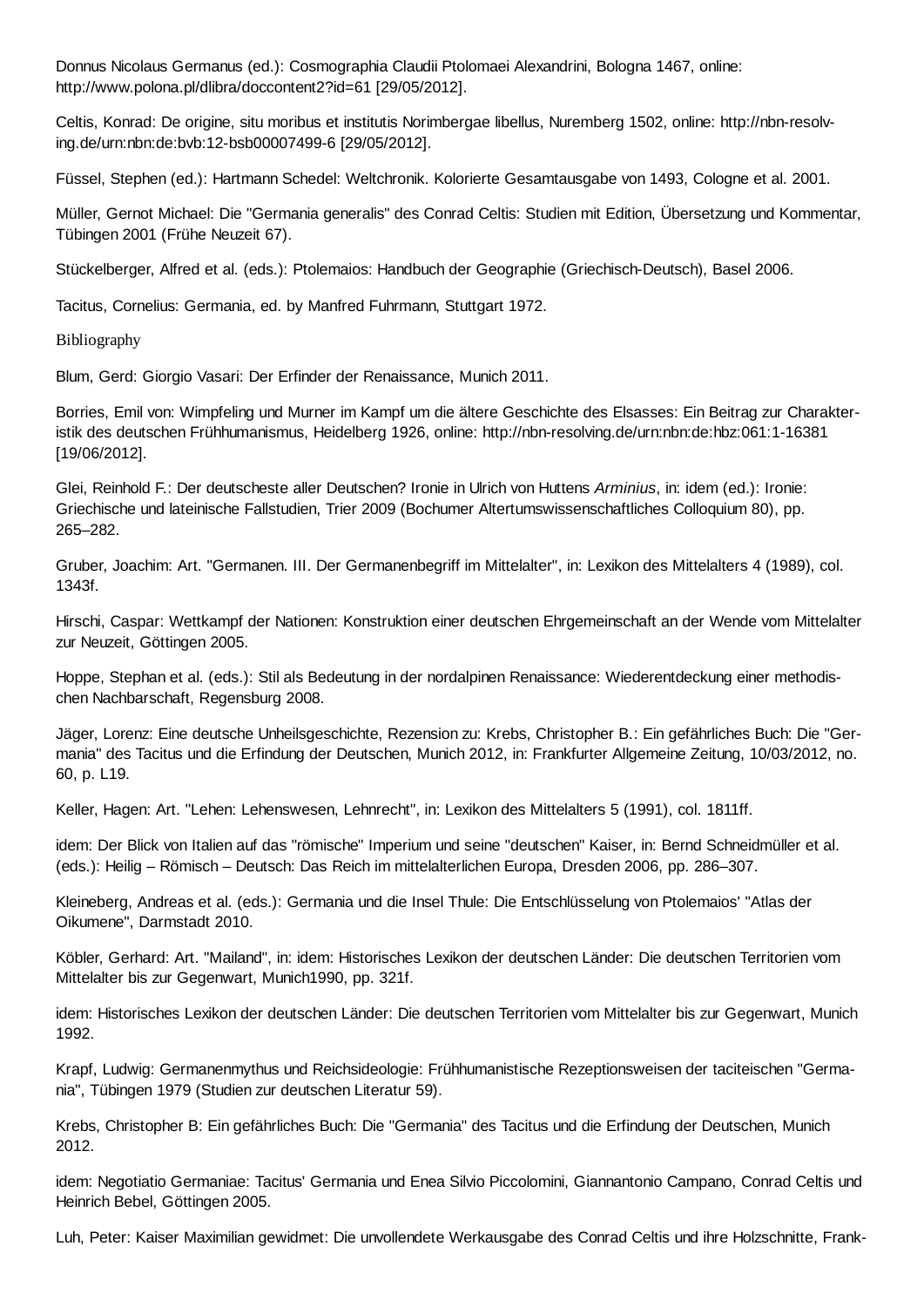Donnus Nicolaus Germanus (ed.): Cosmographia Claudii Ptolomaei Alexandrini, Bologna 1467, online: http://www.polona.pl/dlibra/doccontent2?id=61 [29/05/2012].

Celtis, Konrad: De origine, situ moribus et institutis Norimbergae libellus, Nuremberg 1502, online: http://nbn-resolving.de/urn:nbn:de:bvb:12-bsb00007499-6 [29/05/2012].

Füssel, Stephen (ed.): Hartmann Schedel: Weltchronik. Kolorierte Gesamtausgabe von 1493, Cologne et al. 2001.

Müller, Gernot Michael: Die "Germania generalis" des Conrad Celtis: Studien mit Edition, Übersetzung und Kommentar, Tübingen 2001 (Frühe Neuzeit 67).

Stückelberger, Alfred et al. (eds.): Ptolemaios: Handbuch der Geographie (Griechisch-Deutsch), Basel 2006.

Tacitus, Cornelius: Germania, ed. by Manfred Fuhrmann, Stuttgart 1972.

## Bibliography

Blum, Gerd: Giorgio Vasari: Der Erfinder der Renaissance, Munich 2011.

Borries, Emil von: Wimpfeling und Murner im Kampf um die ältere Geschichte des Elsasses: Ein Beitrag zur Charakteristik des deutschen Frühhumanismus, Heidelberg 1926, online: http://nbn-resolving.de/urn:nbn:de:hbz:061:1-16381 [19/06/2012].

Glei, Reinhold F.: Der deutscheste aller Deutschen? Ironie in Ulrich von Huttens *Arminius*, in: idem (ed.): Ironie: Griechische und lateinische Fallstudien, Trier 2009 (Bochumer Altertumswissenschaftliches Colloquium 80), pp. 265–282.

Gruber, Joachim: Art. "Germanen. III. Der Germanenbegriff im Mittelalter", in: Lexikon des Mittelalters 4 (1989), col. 1343f.

Hirschi, Caspar: Wettkampf der Nationen: Konstruktion einer deutschen Ehrgemeinschaft an der Wende vom Mittelalter zur Neuzeit, Göttingen 2005.

Hoppe, Stephan et al. (eds.): Stil als Bedeutung in der nordalpinen Renaissance: Wiederentdeckung einer methodischen Nachbarschaft, Regensburg 2008.

Jäger, Lorenz: Eine deutsche Unheilsgeschichte, Rezension zu: Krebs, Christopher B.: Ein gefährliches Buch: Die "Germania" des Tacitus und die Erfindung der Deutschen, Munich 2012, in: Frankfurter Allgemeine Zeitung, 10/03/2012, no. 60, p. L19.

Keller, Hagen: Art. "Lehen: Lehenswesen, Lehnrecht", in: Lexikon des Mittelalters 5 (1991), col. 1811ff.

idem: Der Blick von Italien auf das "römische" Imperium und seine "deutschen" Kaiser, in: Bernd Schneidmüller et al. (eds.): Heilig – Römisch – Deutsch: Das Reich im mittelalterlichen Europa, Dresden 2006, pp. 286–307.

Kleineberg, Andreas et al. (eds.): Germania und die Insel Thule: Die Entschlüsselung von Ptolemaios' "Atlas der Oikumene", Darmstadt 2010.

Köbler, Gerhard: Art. "Mailand", in: idem: Historisches Lexikon der deutschen Länder: Die deutschen Territorien vom Mittelalter bis zur Gegenwart, Munich1990, pp. 321f.

idem: Historisches Lexikon der deutschen Länder: Die deutschen Territorien vom Mittelalter bis zur Gegenwart, Munich 1992.

Krapf, Ludwig: Germanenmythus und Reichsideologie: Frühhumanistische Rezeptionsweisen der taciteischen "Germania", Tübingen 1979 (Studien zur deutschen Literatur 59).

Krebs, Christopher B: Ein gefährliches Buch: Die "Germania" des Tacitus und die Erfindung der Deutschen, Munich 2012.

idem: Negotiatio Germaniae: Tacitus' Germania und Enea Silvio Piccolomini, Giannantonio Campano, Conrad Celtis und Heinrich Bebel, Göttingen 2005.

Luh, Peter: Kaiser Maximilian gewidmet: Die unvollendete Werkausgabe des Conrad Celtis und ihre Holzschnitte, Frank-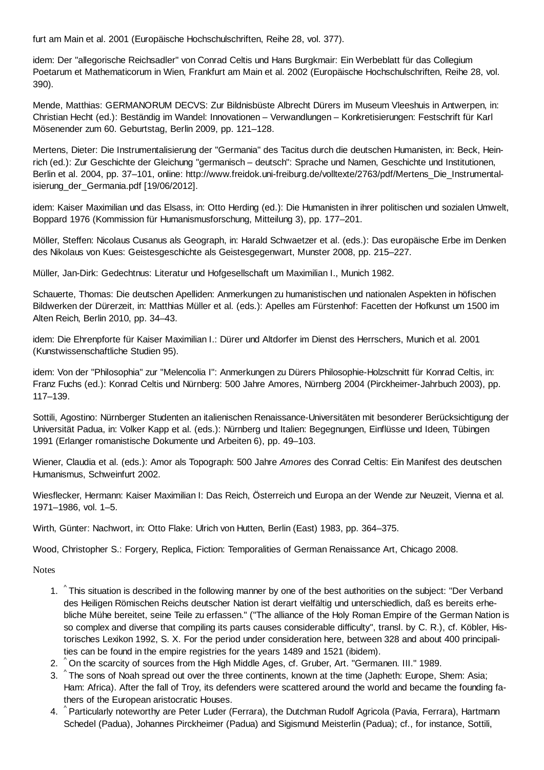furt am Main et al. 2001 (Europäische Hochschulschriften, Reihe 28, vol. 377).

idem: Der "allegorische Reichsadler" von Conrad Celtis und Hans Burgkmair: Ein Werbeblatt für das Collegium Poetarum et Mathematicorum in Wien, Frankfurt am Main et al. 2002 (Europäische Hochschulschriften, Reihe 28, vol. 390).

Mende, Matthias: GERMANORUM DECVS: Zur Bildnisbüste Albrecht Dürers im Museum Vleeshuis in Antwerpen, in: Christian Hecht (ed.): Beständig im Wandel: Innovationen – Verwandlungen – Konkretisierungen: Festschrift für Karl Mösenender zum 60. Geburtstag, Berlin 2009, pp. 121–128.

Mertens, Dieter: Die Instrumentalisierung der "Germania" des Tacitus durch die deutschen Humanisten, in: Beck, Heinrich (ed.): Zur Geschichte der Gleichung "germanisch – deutsch": Sprache und Namen, Geschichte und Institutionen, Berlin et al. 2004, pp. 37–101, online: http://www.freidok.uni-freiburg.de/volltexte/2763/pdf/Mertens_Die_Instrumentalisierung_der_Germania.pdf [19/06/2012].

idem: Kaiser Maximilian und das Elsass, in: Otto Herding (ed.): Die Humanisten in ihrer politischen und sozialen Umwelt, Boppard 1976 (Kommission für Humanismusforschung, Mitteilung 3), pp. 177–201.

Möller, Steffen: Nicolaus Cusanus als Geograph, in: Harald Schwaetzer et al. (eds.): Das europäische Erbe im Denken des Nikolaus von Kues: Geistesgeschichte als Geistesgegenwart, Munster 2008, pp. 215–227.

Müller, Jan-Dirk: Gedechtnus: Literatur und Hofgesellschaft um Maximilian I., Munich 1982.

Schauerte, Thomas: Die deutschen Apelliden: Anmerkungen zu humanistischen und nationalen Aspekten in höfischen Bildwerken der Dürerzeit, in: Matthias Müller et al. (eds.): Apelles am Fürstenhof: Facetten der Hofkunst um 1500 im Alten Reich, Berlin 2010, pp. 34–43.

idem: Die Ehrenpforte für Kaiser Maximilian I.: Dürer und Altdorfer im Dienst des Herrschers, Munich et al. 2001 (Kunstwissenschaftliche Studien 95).

idem: Von der "Philosophia" zur "Melencolia I": Anmerkungen zu Dürers Philosophie-Holzschnitt für Konrad Celtis, in: Franz Fuchs (ed.): Konrad Celtis und Nürnberg: 500 Jahre Amores, Nürnberg 2004 (Pirckheimer-Jahrbuch 2003), pp. 117–139.

Sottili, Agostino: Nürnberger Studenten an italienischen Renaissance-Universitäten mit besonderer Berücksichtigung der Universität Padua, in: Volker Kapp et al. (eds.): Nürnberg und Italien: Begegnungen, Einflüsse und Ideen, Tübingen 1991 (Erlanger romanistische Dokumente und Arbeiten 6), pp. 49–103.

Wiener, Claudia et al. (eds.): Amor als Topograph: 500 Jahre *Amores* des Conrad Celtis: Ein Manifest des deutschen Humanismus, Schweinfurt 2002.

Wiesflecker, Hermann: Kaiser Maximilian I: Das Reich, Österreich und Europa an der Wende zur Neuzeit, Vienna et al. 1971–1986, vol. 1–5.

Wirth, Günter: Nachwort, in: Otto Flake: Ulrich von Hutten, Berlin (East) 1983, pp. 364–375.

Wood, Christopher S.: Forgery, Replica, Fiction: Temporalities of German Renaissance Art, Chicago 2008.

Notes

1. ^ This situation is described in the following manner by one of the best authorities on the subject: "Der Verband des Heiligen Römischen Reichs deutscher Nation ist derart vielfältig und unterschiedlich, daß es bereits erhebliche Mühe bereitet, seine Teile zu erfassen." ("The alliance of the Holy Roman Empire of the German Nation is so complex and diverse that compiling its parts causes considerable difficulty", transl. by C. R.), cf. Köbler, Historisches Lexikon 1992, S. X. For the period under consideration here, between 328 and about 400 principalities can be found in the empire registries for the years 1489 and 1521 (ibidem).
2. ^ On the scarcity of sources from the High Middle Ages, cf. Gruber, Art. "Germanen. III." 1989.
3. ^ The sons of Noah spread out over the three continents, known at the time (Japheth: Europe, Shem: Asia; Ham: Africa). After the fall of Troy, its defenders were scattered around the world and became the founding fathers of the European aristocratic Houses.
4. ^ Particularly noteworthy are Peter Luder (Ferrara), the Dutchman Rudolf Agricola (Pavia, Ferrara), Hartmann Schedel (Padua), Johannes Pirckheimer (Padua) and Sigismund Meisterlin (Padua); cf., for instance, Sottili,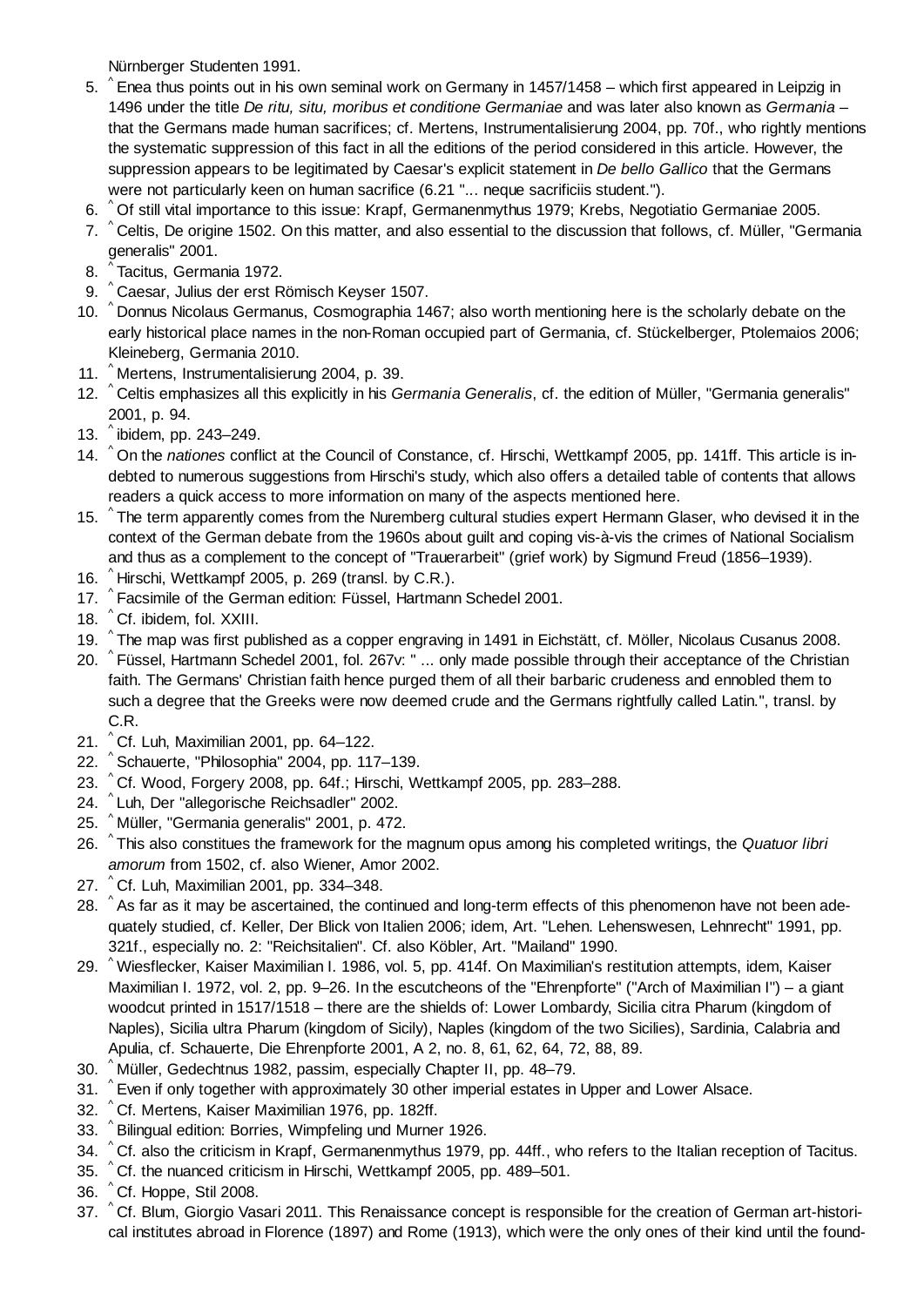Nürnberger Studenten 1991.

5. ^ Enea thus points out in his own seminal work on Germany in 1457/1458 – which first appeared in Leipzig in 1496 under the title *De ritu, situ, moribus et conditione Germaniae* and was later also known as *Germania* – that the Germans made human sacrifices; cf. Mertens, Instrumentalisierung 2004, pp. 70f., who rightly mentions the systematic suppression of this fact in all the editions of the period considered in this article. However, the suppression appears to be legitimated by Caesar's explicit statement in *De bello Gallico* that the Germans were not particularly keen on human sacrifice (6.21 "... neque sacrificiis student.").
6. ^ Of still vital importance to this issue: Krapf, Germanenmythus 1979; Krebs, Negotiatio Germaniae 2005.
7. ^ Celtis, De origine 1502. On this matter, and also essential to the discussion that follows, cf. Müller, "Germania generalis" 2001.
8. ^ Tacitus, Germania 1972.
9. ^ Caesar, Julius der erst Römisch Keyser 1507.
10. ^ Donnus Nicolaus Germanus, Cosmographia 1467; also worth mentioning here is the scholarly debate on the early historical place names in the non-Roman occupied part of Germania, cf. Stückelberger, Ptolemaios 2006; Kleineberg, Germania 2010.
11. ^ Mertens, Instrumentalisierung 2004, p. 39.
12. ^ Celtis emphasizes all this explicitly in his *Germania Generalis*, cf. the edition of Müller, "Germania generalis" 2001, p. 94.
13. ^ ibidem, pp. 243–249.
14. ^ On the *nationes* conflict at the Council of Constance, cf. Hirschi, Wettkampf 2005, pp. 141ff. This article is indebted to numerous suggestions from Hirschi's study, which also offers a detailed table of contents that allows readers a quick access to more information on many of the aspects mentioned here.
15. ^ The term apparently comes from the Nuremberg cultural studies expert Hermann Glaser, who devised it in the context of the German debate from the 1960s about guilt and coping vis-à-vis the crimes of National Socialism and thus as a complement to the concept of "Trauerarbeit" (grief work) by Sigmund Freud (1856–1939).
16. ^ Hirschi, Wettkampf 2005, p. 269 (transl. by C.R.).
17. ^ Facsimile of the German edition: Füssel, Hartmann Schedel 2001.
18. ^ Cf. ibidem, fol. XXIII.
19. ^ The map was first published as a copper engraving in 1491 in Eichstätt, cf. Möller, Nicolaus Cusanus 2008.
20. ^ Füssel, Hartmann Schedel 2001, fol. 267v: " ... only made possible through their acceptance of the Christian faith. The Germans' Christian faith hence purged them of all their barbaric crudeness and ennobled them to such a degree that the Greeks were now deemed crude and the Germans rightfully called Latin.", transl. by C.R.
21. ^ Cf. Luh, Maximilian 2001, pp. 64–122.
22. ^ Schauerte, "Philosophia" 2004, pp. 117–139.
23. ^ Cf. Wood, Forgery 2008, pp. 64f.; Hirschi, Wettkampf 2005, pp. 283–288.
24. ^ Luh, Der "allegorische Reichsadler" 2002.
25. ^ Müller, "Germania generalis" 2001, p. 472.
26. ^ This also constitues the framework for the magnum opus among his completed writings, the *Quatuor libri amorum* from 1502, cf. also Wiener, Amor 2002.
27. ^ Cf. Luh, Maximilian 2001, pp. 334–348.
28. ^ As far as it may be ascertained, the continued and long-term effects of this phenomenon have not been adequately studied, cf. Keller, Der Blick von Italien 2006; idem, Art. "Lehen. Lehenswesen, Lehnrecht" 1991, pp. 321f., especially no. 2: "Reichsitalien". Cf. also Köbler, Art. "Mailand" 1990.
29. ^ Wiesflecker, Kaiser Maximilian I. 1986, vol. 5, pp. 414f. On Maximilian's restitution attempts, idem, Kaiser Maximilian I. 1972, vol. 2, pp. 9–26. In the escutcheons of the "Ehrenpforte" ("Arch of Maximilian I") – a giant woodcut printed in 1517/1518 – there are the shields of: Lower Lombardy, Sicilia citra Pharum (kingdom of Naples), Sicilia ultra Pharum (kingdom of Sicily), Naples (kingdom of the two Sicilies), Sardinia, Calabria and Apulia, cf. Schauerte, Die Ehrenpforte 2001, A 2, no. 8, 61, 62, 64, 72, 88, 89.
30. ^ Müller, Gedechtnus 1982, passim, especially Chapter II, pp. 48–79.
31. ^ Even if only together with approximately 30 other imperial estates in Upper and Lower Alsace.
32. ^ Cf. Mertens, Kaiser Maximilian 1976, pp. 182ff.
33. ^ Bilingual edition: Borries, Wimpfeling und Murner 1926.
34. ^ Cf. also the criticism in Krapf, Germanenmythus 1979, pp. 44ff., who refers to the Italian reception of Tacitus.
35. ^ Cf. the nuanced criticism in Hirschi, Wettkampf 2005, pp. 489–501.
36. ^ Cf. Hoppe, Stil 2008.
37. ^ Cf. Blum, Giorgio Vasari 2011. This Renaissance concept is responsible for the creation of German art-historical institutes abroad in Florence (1897) and Rome (1913), which were the only ones of their kind until the found-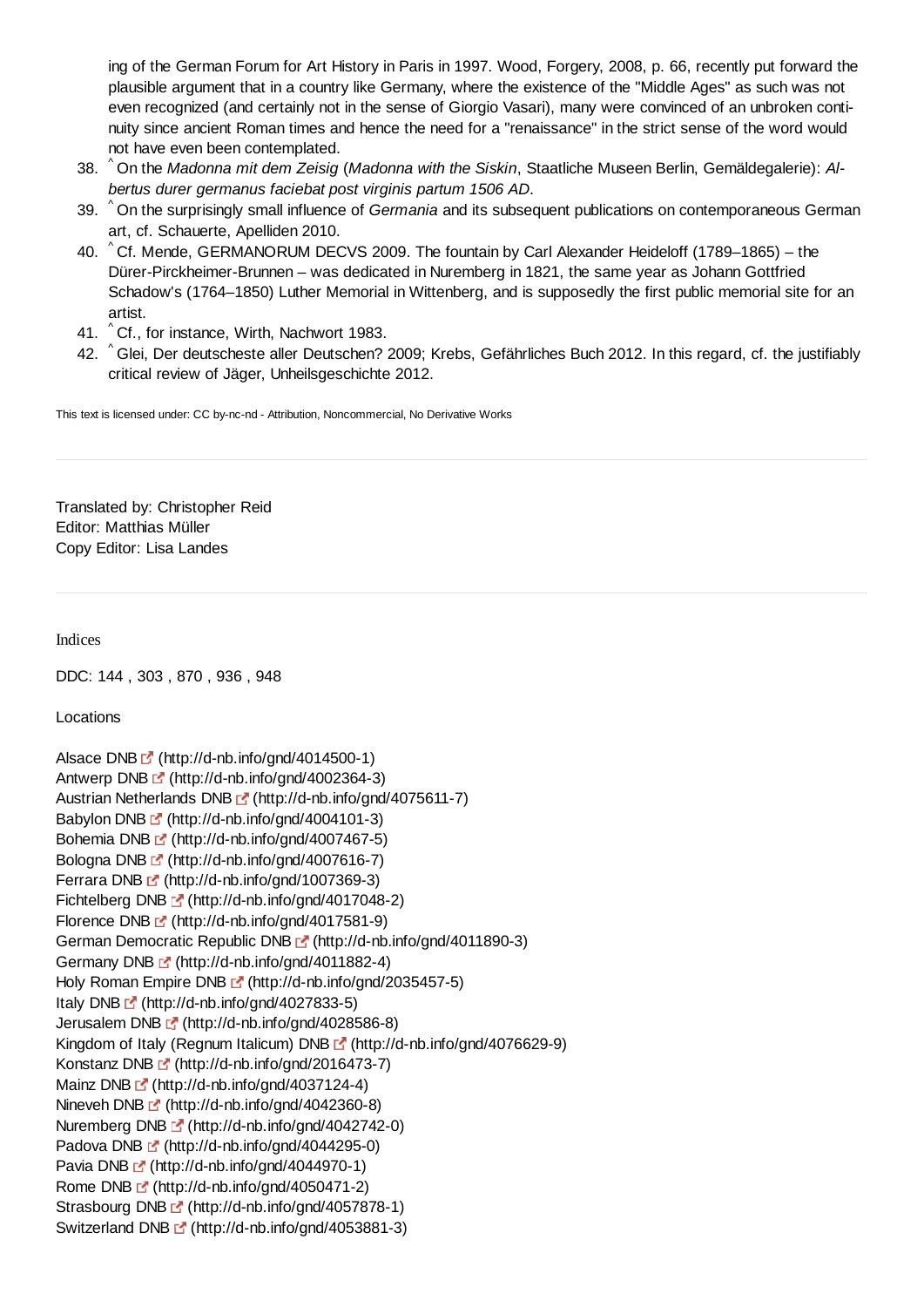ing of the German Forum for Art History in Paris in 1997. Wood, Forgery, 2008, p. 66, recently put forward the plausible argument that in a country like Germany, where the existence of the "Middle Ages" as such was not even recognized (and certainly not in the sense of Giorgio Vasari), many were convinced of an unbroken continuity since ancient Roman times and hence the need for a "renaissance" in the strict sense of the word would not have even been contemplated.

38. ^ On the *Madonna mit dem Zeisig* (*Madonna with the Siskin*, Staatliche Museen Berlin, Gemäldegalerie): *Albertus durer germanus faciebat post virginis partum 1506 AD*.
39. ^ On the surprisingly small influence of *Germania* and its subsequent publications on contemporaneous German art, cf. Schauerte, Apelliden 2010.
40. ^ Cf. Mende, GERMANORUM DECVS 2009. The fountain by Carl Alexander Heideloff (1789–1865) – the Dürer-Pirckheimer-Brunnen – was dedicated in Nuremberg in 1821, the same year as Johann Gottfried Schadow's (1764–1850) Luther Memorial in Wittenberg, and is supposedly the first public memorial site for an artist.
41. ^ Cf., for instance, Wirth, Nachwort 1983.
42. ^ Glei, Der deutscheste aller Deutschen? 2009; Krebs, Gefährliches Buch 2012. In this regard, cf. the justifiably critical review of Jäger, Unheilsgeschichte 2012.

This text is licensed under: CC by-nc-nd - Attribution, Noncommercial, No Derivative Works

---

Translated by: Christopher Reid
Editor: Matthias Müller
Copy Editor: Lisa Landes

---

Indices

DDC: 144 , 303 , 870 , 936 , 948

Locations

Alsace DNB (http://d-nb.info/gnd/4014500-1)
Antwerp DNB (http://d-nb.info/gnd/4002364-3)
Austrian Netherlands DNB (http://d-nb.info/gnd/4075611-7)
Babylon DNB (http://d-nb.info/gnd/4004101-3)
Bohemia DNB (http://d-nb.info/gnd/4007467-5)
Bologna DNB (http://d-nb.info/gnd/4007616-7)
Ferrara DNB (http://d-nb.info/gnd/1007369-3)
Fichtelberg DNB (http://d-nb.info/gnd/4017048-2)
Florence DNB (http://d-nb.info/gnd/4017581-9)
German Democratic Republic DNB (http://d-nb.info/gnd/4011890-3)
Germany DNB (http://d-nb.info/gnd/4011882-4)
Holy Roman Empire DNB (http://d-nb.info/gnd/2035457-5)
Italy DNB (http://d-nb.info/gnd/4027833-5)
Jerusalem DNB (http://d-nb.info/gnd/4028586-8)
Kingdom of Italy (Regnum Italicum) DNB (http://d-nb.info/gnd/4076629-9)
Konstanz DNB (http://d-nb.info/gnd/2016473-7)
Mainz DNB (http://d-nb.info/gnd/4037124-4)
Nineveh DNB (http://d-nb.info/gnd/4042360-8)
Nuremberg DNB (http://d-nb.info/gnd/4042742-0)
Padova DNB (http://d-nb.info/gnd/4044295-0)
Pavia DNB (http://d-nb.info/gnd/4044970-1)
Rome DNB (http://d-nb.info/gnd/4050471-2)
Strasbourg DNB (http://d-nb.info/gnd/4057878-1)
Switzerland DNB (http://d-nb.info/gnd/4053881-3)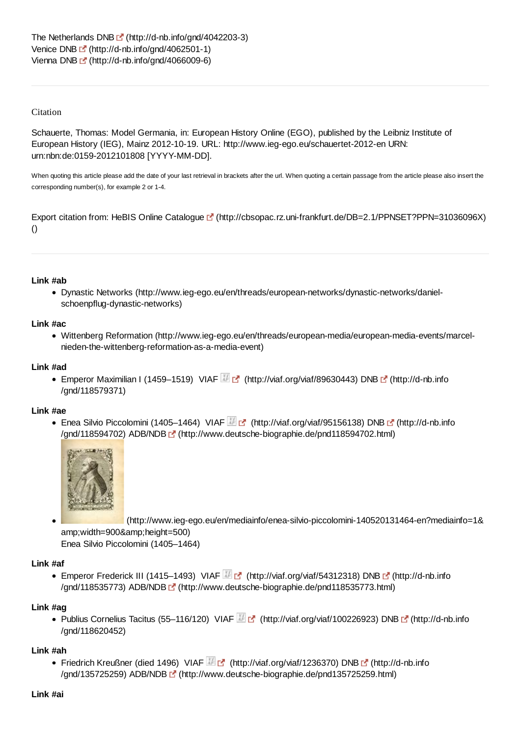The Netherlands DNB (http://d-nb.info/gnd/4042203-3)
Venice DNB (http://d-nb.info/gnd/4062501-1)
Vienna DNB (http://d-nb.info/gnd/4066009-6)

---

Citation

Schauerte, Thomas: Model Germania, in: European History Online (EGO), published by the Leibniz Institute of European History (IEG), Mainz 2012-10-19. URL: http://www.ieg-ego.eu/schauertet-2012-en URN: urn:nbn:de:0159-2012101808 [YYYY-MM-DD].

When quoting this article please add the date of your last retrieval in brackets after the url. When quoting a certain passage from the article please also insert the corresponding number(s), for example 2 or 1-4.

Export citation from: HeBIS Online Catalogue (http://cbsopac.rz.uni-frankfurt.de/DB=2.1/PPNSET?PPN=31036096X) ()

---

**Link #ab**

- Dynastic Networks (http://www.ieg-ego.eu/en/threads/european-networks/dynastic-networks/daniel-schoenpflug-dynastic-networks)

**Link #ac**

- Wittenberg Reformation (http://www.ieg-ego.eu/en/threads/european-media/european-media-events/marcel-nieden-the-wittenberg-reformation-as-a-media-event)

**Link #ad**

- Emperor Maximilian I (1459–1519) VIAF (http://viaf.org/viaf/89630443) DNB (http://d-nb.info/gnd/118579371)

**Link #ae**

- Enea Silvio Piccolomini (1405–1464) VIAF (http://viaf.org/viaf/95156138) DNB (http://d-nb.info/gnd/118594702) ADB/NDB (http://www.deutsche-biographie.de/pnd118594702.html)
- (http://www.ieg-ego.eu/en/mediainfo/enea-silvio-piccolomini-140520131464-en?mediainfo=1&amp;width=900&amp;height=500)
  Enea Silvio Piccolomini (1405–1464)

**Link #af**

- Emperor Frederick III (1415–1493) VIAF (http://viaf.org/viaf/54312318) DNB (http://d-nb.info/gnd/118535773) ADB/NDB (http://www.deutsche-biographie.de/pnd118535773.html)

**Link #ag**

- Publius Cornelius Tacitus (55–116/120) VIAF (http://viaf.org/viaf/100226923) DNB (http://d-nb.info/gnd/118620452)

**Link #ah**

- Friedrich Kreußner (died 1496) VIAF (http://viaf.org/viaf/1236370) DNB (http://d-nb.info/gnd/135725259) ADB/NDB (http://www.deutsche-biographie.de/pnd135725259.html)

**Link #ai**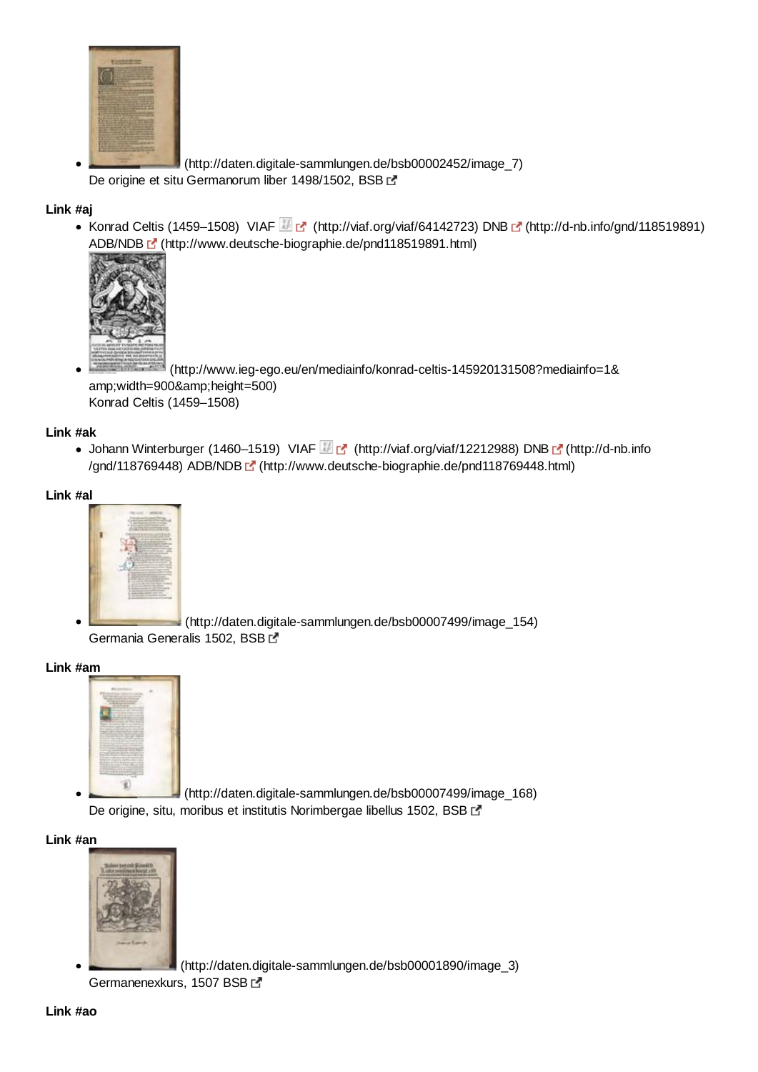- (http://daten.digitale-sammlungen.de/bsb00002452/image_7)
  De origine et situ Germanorum liber 1498/1502, BSB

**Link #aj**

- Konrad Celtis (1459–1508) VIAF (http://viaf.org/viaf/64142723) DNB (http://d-nb.info/gnd/118519891) ADB/NDB (http://www.deutsche-biographie.de/pnd118519891.html)
- (http://www.ieg-ego.eu/en/mediainfo/konrad-celtis-145920131508?mediainfo=1&amp;width=900&amp;height=500)
  Konrad Celtis (1459–1508)

**Link #ak**

- Johann Winterburger (1460–1519) VIAF (http://viaf.org/viaf/12212988) DNB (http://d-nb.info/gnd/118769448) ADB/NDB (http://www.deutsche-biographie.de/pnd118769448.html)

**Link #al**

- (http://daten.digitale-sammlungen.de/bsb00007499/image_154)
  Germania Generalis 1502, BSB

**Link #am**

- (http://daten.digitale-sammlungen.de/bsb00007499/image_168)
  De origine, situ, moribus et institutis Norimbergae libellus 1502, BSB

**Link #an**

- (http://daten.digitale-sammlungen.de/bsb00001890/image_3)
  Germanenexkurs, 1507 BSB

**Link #ao**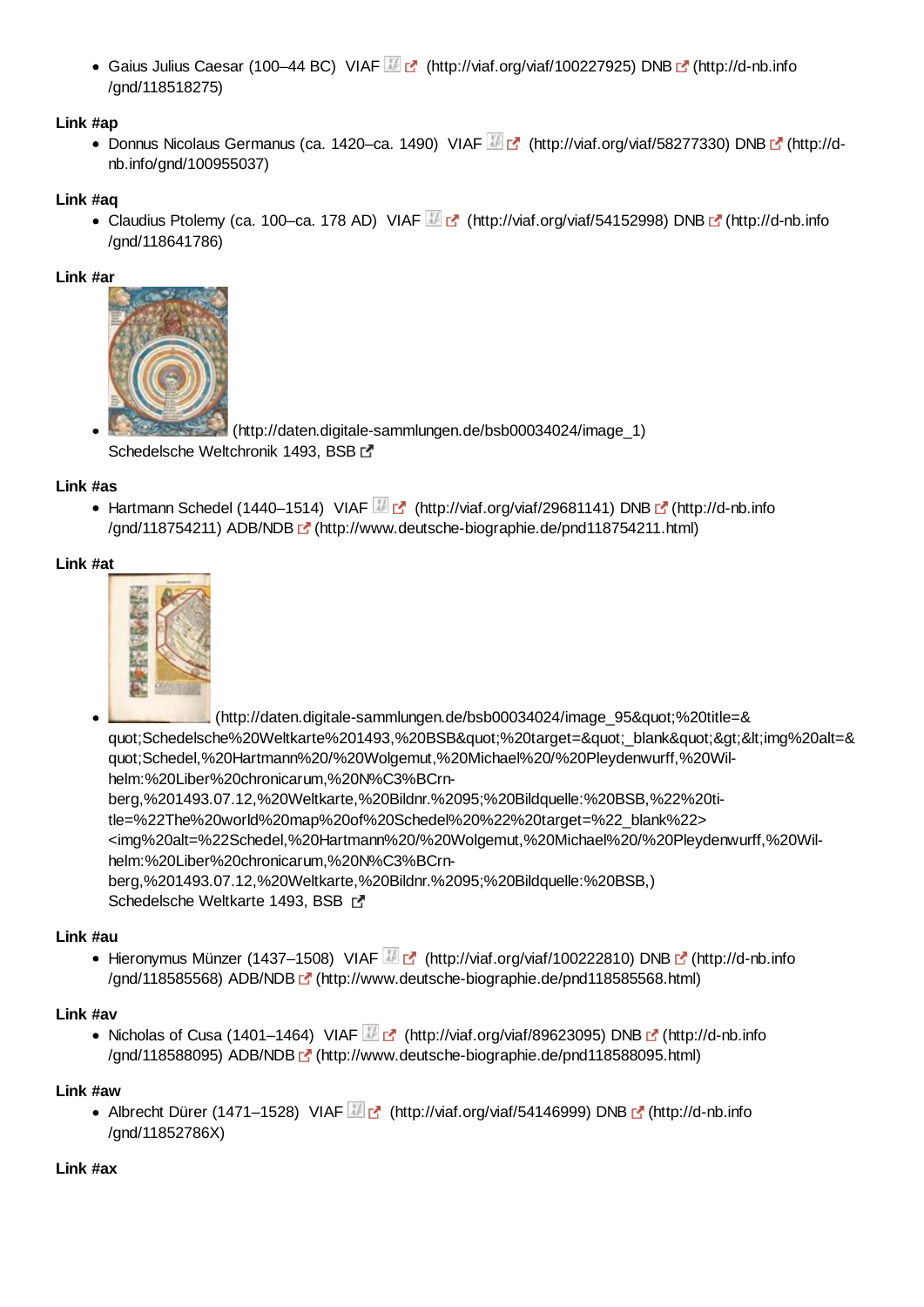- Gaius Julius Caesar (100–44 BC) VIAF (http://viaf.org/viaf/100227925) DNB (http://d-nb.info/gnd/118518275)

**Link #ap**

- Donnus Nicolaus Germanus (ca. 1420–ca. 1490) VIAF (http://viaf.org/viaf/58277330) DNB (http://d-nb.info/gnd/100955037)

**Link #aq**

- Claudius Ptolemy (ca. 100–ca. 178 AD) VIAF (http://viaf.org/viaf/54152998) DNB (http://d-nb.info/gnd/118641786)

**Link #ar**

- (http://daten.digitale-sammlungen.de/bsb00034024/image_1)
  Schedelsche Weltchronik 1493, BSB

**Link #as**

- Hartmann Schedel (1440–1514) VIAF (http://viaf.org/viaf/29681141) DNB (http://d-nb.info/gnd/118754211) ADB/NDB (http://www.deutsche-biographie.de/pnd118754211.html)

**Link #at**

- (http://daten.digitale-sammlungen.de/bsb00034024/image_95&quot;%20title=&quot;Schedelsche%20Weltkarte%201493,%20BSB&quot;%20target=&quot;_blank&quot;&gt;&lt;img%20alt=&quot;Schedel,%20Hartmann%20/%20Wolgemut,%20Michael%20/%20Pleydenwurff,%20Wilhelm:%20Liber%20chronicarum,%20N%C3%BCrnberg,%201493.07.12,%20Weltkarte,%20Bildnr.%2095;%20Bildquelle:%20BSB,%22%20title=%22The%20world%20map%20of%20Schedel%20%22%20target=%22_blank%22><img%20alt=%22Schedel,%20Hartmann%20/%20Wolgemut,%20Michael%20/%20Pleydenwurff,%20Wilhelm:%20Liber%20chronicarum,%20N%C3%BCrnberg,%201493.07.12,%20Weltkarte,%20Bildnr.%2095;%20Bildquelle:%20BSB,)
  Schedelsche Weltkarte 1493, BSB

**Link #au**

- Hieronymus Münzer (1437–1508) VIAF (http://viaf.org/viaf/100222810) DNB (http://d-nb.info/gnd/118585568) ADB/NDB (http://www.deutsche-biographie.de/pnd118585568.html)

**Link #av**

- Nicholas of Cusa (1401–1464) VIAF (http://viaf.org/viaf/89623095) DNB (http://d-nb.info/gnd/118588095) ADB/NDB (http://www.deutsche-biographie.de/pnd118588095.html)

**Link #aw**

- Albrecht Dürer (1471–1528) VIAF (http://viaf.org/viaf/54146999) DNB (http://d-nb.info/gnd/11852786X)

**Link #ax**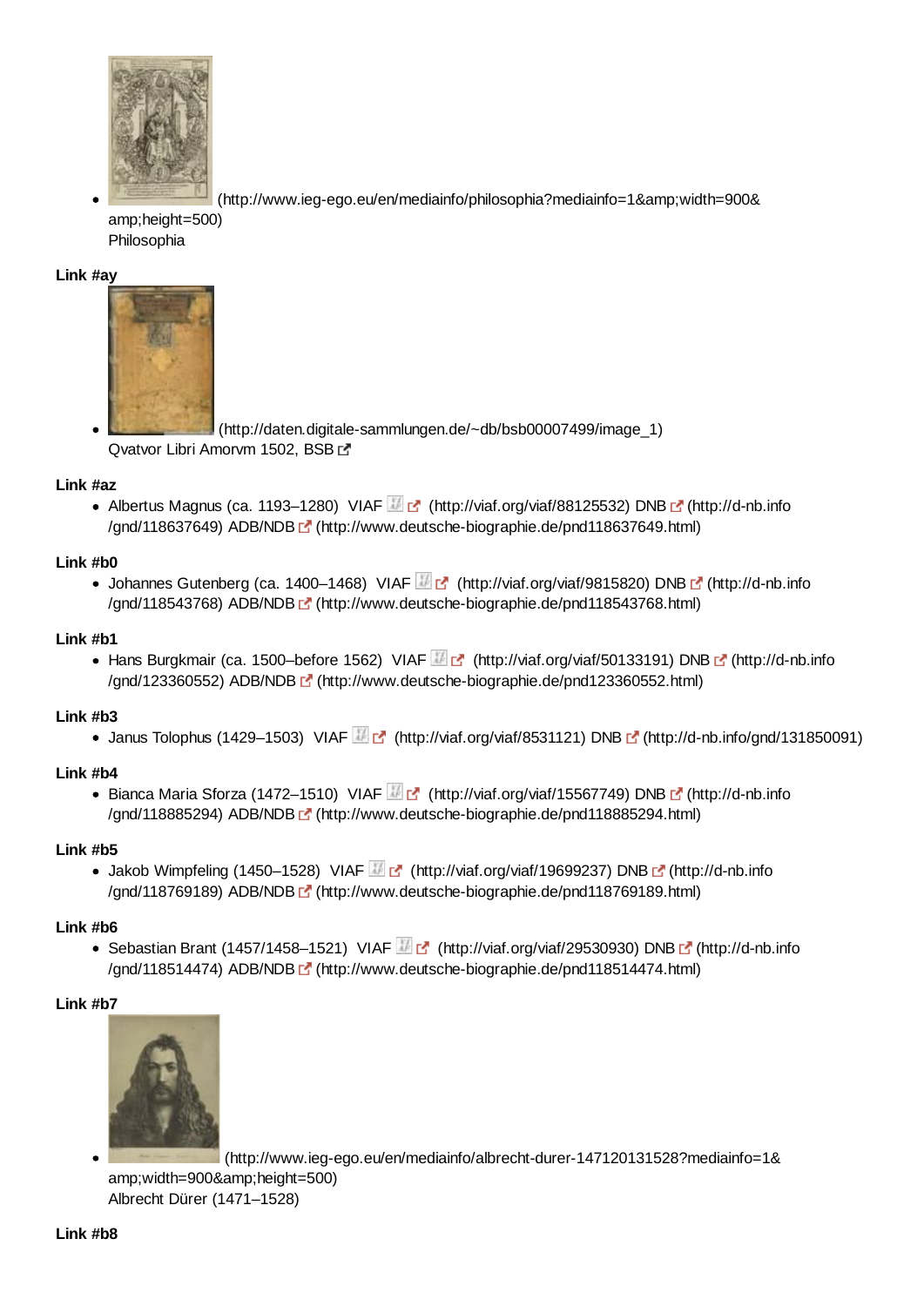- (http://www.ieg-ego.eu/en/mediainfo/philosophia?mediainfo=1&amp;width=900&amp;height=500)
  Philosophia

**Link #ay**

- (http://daten.digitale-sammlungen.de/~db/bsb00007499/image_1)
  Qvatvor Libri Amorvm 1502, BSB

**Link #az**

- Albertus Magnus (ca. 1193–1280) VIAF (http://viaf.org/viaf/88125532) DNB (http://d-nb.info/gnd/118637649) ADB/NDB (http://www.deutsche-biographie.de/pnd118637649.html)

**Link #b0**

- Johannes Gutenberg (ca. 1400–1468) VIAF (http://viaf.org/viaf/9815820) DNB (http://d-nb.info/gnd/118543768) ADB/NDB (http://www.deutsche-biographie.de/pnd118543768.html)

**Link #b1**

- Hans Burgkmair (ca. 1500–before 1562) VIAF (http://viaf.org/viaf/50133191) DNB (http://d-nb.info/gnd/123360552) ADB/NDB (http://www.deutsche-biographie.de/pnd123360552.html)

**Link #b3**

- Janus Tolophus (1429–1503) VIAF (http://viaf.org/viaf/8531121) DNB (http://d-nb.info/gnd/131850091)

**Link #b4**

- Bianca Maria Sforza (1472–1510) VIAF (http://viaf.org/viaf/15567749) DNB (http://d-nb.info/gnd/118885294) ADB/NDB (http://www.deutsche-biographie.de/pnd118885294.html)

**Link #b5**

- Jakob Wimpfeling (1450–1528) VIAF (http://viaf.org/viaf/19699237) DNB (http://d-nb.info/gnd/118769189) ADB/NDB (http://www.deutsche-biographie.de/pnd118769189.html)

**Link #b6**

- Sebastian Brant (1457/1458–1521) VIAF (http://viaf.org/viaf/29530930) DNB (http://d-nb.info/gnd/118514474) ADB/NDB (http://www.deutsche-biographie.de/pnd118514474.html)

**Link #b7**

- (http://www.ieg-ego.eu/en/mediainfo/albrecht-durer-147120131528?mediainfo=1&amp;width=900&amp;height=500)
  Albrecht Dürer (1471–1528)

**Link #b8**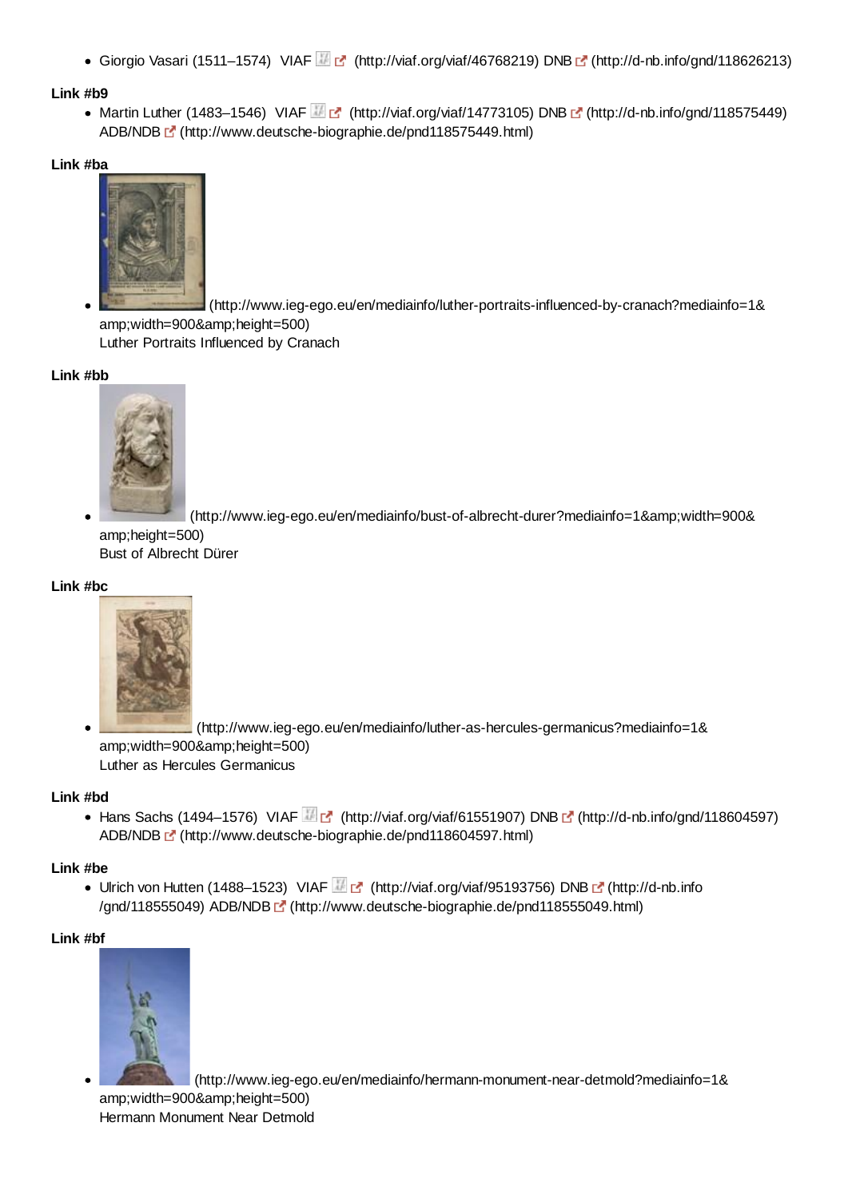- Giorgio Vasari (1511–1574) VIAF (http://viaf.org/viaf/46768219) DNB (http://d-nb.info/gnd/118626213)

**Link #b9**

- Martin Luther (1483–1546) VIAF (http://viaf.org/viaf/14773105) DNB (http://d-nb.info/gnd/118575449) ADB/NDB (http://www.deutsche-biographie.de/pnd118575449.html)

**Link #ba**

- (http://www.ieg-ego.eu/en/mediainfo/luther-portraits-influenced-by-cranach?mediainfo=1&amp;width=900&amp;height=500)
  Luther Portraits Influenced by Cranach

**Link #bb**

- (http://www.ieg-ego.eu/en/mediainfo/bust-of-albrecht-durer?mediainfo=1&amp;width=900&amp;height=500)
  Bust of Albrecht Dürer

**Link #bc**

- (http://www.ieg-ego.eu/en/mediainfo/luther-as-hercules-germanicus?mediainfo=1&amp;width=900&amp;height=500)
  Luther as Hercules Germanicus

**Link #bd**

- Hans Sachs (1494–1576) VIAF (http://viaf.org/viaf/61551907) DNB (http://d-nb.info/gnd/118604597) ADB/NDB (http://www.deutsche-biographie.de/pnd118604597.html)

**Link #be**

- Ulrich von Hutten (1488–1523) VIAF (http://viaf.org/viaf/95193756) DNB (http://d-nb.info/gnd/118555049) ADB/NDB (http://www.deutsche-biographie.de/pnd118555049.html)

**Link #bf**

- (http://www.ieg-ego.eu/en/mediainfo/hermann-monument-near-detmold?mediainfo=1&amp;width=900&amp;height=500)
  Hermann Monument Near Detmold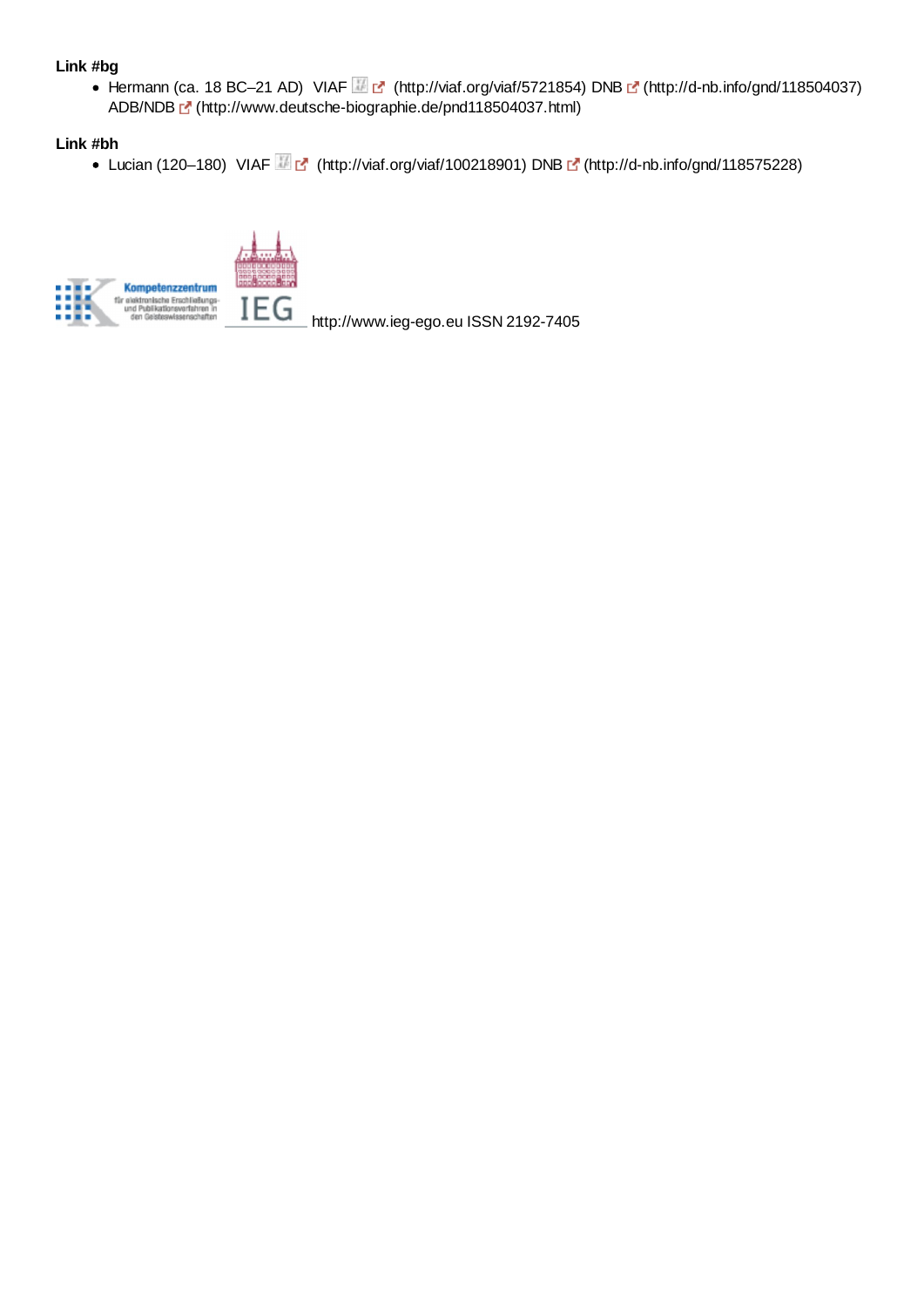**Link #bg**

- Hermann (ca. 18 BC–21 AD) VIAF (http://viaf.org/viaf/5721854) DNB (http://d-nb.info/gnd/118504037) ADB/NDB (http://www.deutsche-biographie.de/pnd118504037.html)

**Link #bh**

- Lucian (120–180) VIAF (http://viaf.org/viaf/100218901) DNB (http://d-nb.info/gnd/118575228)

http://www.ieg-ego.eu ISSN 2192-7405